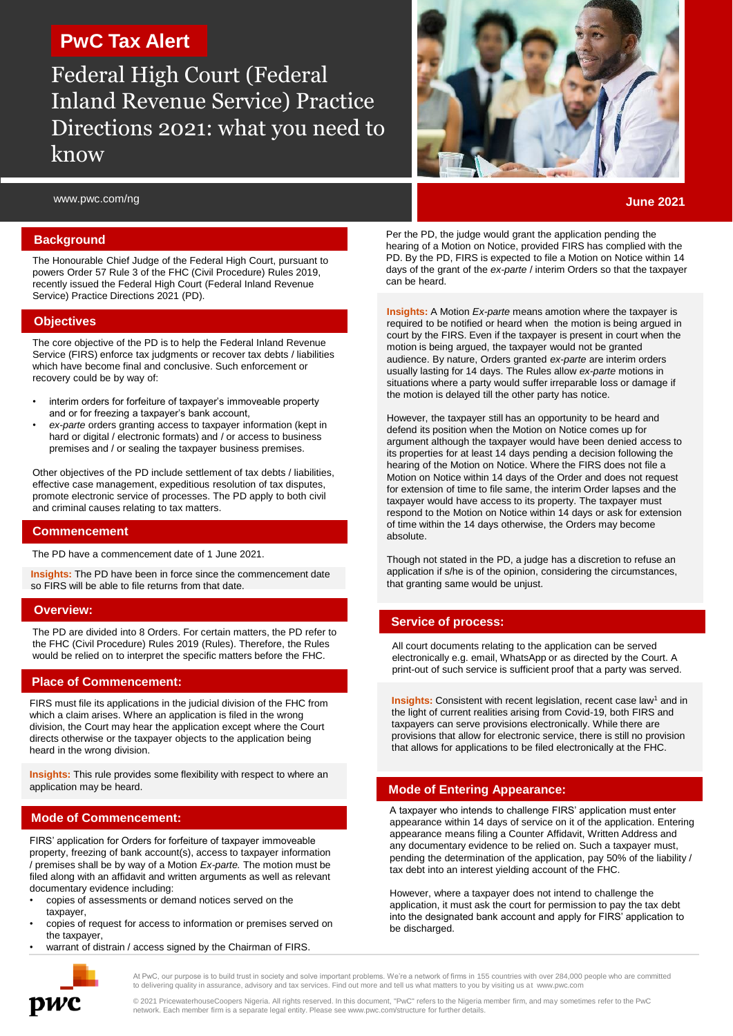**PwC Tax Alert**

# Federal High Court (Federal Inland Revenue Service) Practice Directions 2021: what you need to know

www.pwc.com/ng

**June 2021**

## Background

The Honourable Chief Judge of the Federal High Court, pursuant to powers Order 57 Rule 3 of the FHC (Civil Procedure) Rules 2019, recently issued the Federal High Court (Federal Inland Revenue Service) Practice Directions 2021 (PD).

## Objectives

The core objective of the PD is to help the Federal Inland Revenue Service (FIRS) enforce tax judgments or recover tax debts / liabilities which have become final and conclusive. Such enforcement or recovery could be by way of:

- interim orders for forfeiture of taxpayer's immoveable property and or for freezing a taxpayer's bank account,
- *ex-parte* orders granting access to taxpayer information (kept in hard or digital / electronic formats) and / or access to business premises and / or sealing the taxpayer business premises.

Other objectives of the PD include settlement of tax debts / liabilities, effective case management, expeditious resolution of tax disputes, promote electronic service of processes. The PD apply to both civil and criminal causes relating to tax matters.

## Commencement

The PD have a commencement date of 1 June 2021.

**Insights:** The PD have been in force since the commencement date so FIRS will be able to file returns from that date.

## Overview:

The PD are divided into 8 Orders. For certain matters, the PD refer to the FHC (Civil Procedure) Rules 2019 (Rules). Therefore, the Rules would be relied on to interpret the specific matters before the FHC.

## Place of Commencement:

FIRS must file its applications in the judicial division of the FHC from which a claim arises. Where an application is filed in the wrong division, the Court may hear the application except where the Court directs otherwise or the taxpayer objects to the application being heard in the wrong division.

**Insights:** This rule provides some flexibility with respect to where an application may be heard.

## Mode of Commencement:

FIRS' application for Orders for forfeiture of taxpayer immoveable property, freezing of bank account(s), access to taxpayer information / premises shall be by way of a Motion *Ex-parte*. The motion must be filed along with an affidavit and written arguments as well as relevant documentary evidence including:

- copies of assessments or demand notices served on the taxpayer,
- copies of request for access to information or premises served on the taxpayer,
- warrant of distrain / access signed by the Chairman of FIRS.

Per the PD, the judge would grant the application pending the hearing of a Motion on Notice, provided FIRS has complied with the PD. By the PD, FIRS is expected to file a Motion on Notice within 14 days of the grant of the *ex-parte* / interim Orders so that the taxpayer can be heard.

**Insights:** A Motion *Ex-parte* means amotion where the taxpayer is required to be notified or heard when the motion is being argued in court by the FIRS. Even if the taxpayer is present in court when the motion is being argued, the taxpayer would not be granted audience. By nature, Orders granted *ex-parte* are interim orders usually lasting for 14 days. The Rules allow *ex-parte* motions in situations where a party would suffer irreparable loss or damage if the motion is delayed till the other party has notice.

However, the taxpayer still has an opportunity to be heard and defend its position when the Motion on Notice comes up for argument although the taxpayer would have been denied access to its properties for at least 14 days pending a decision following the hearing of the Motion on Notice. Where the FIRS does not file a Motion on Notice within 14 days of the Order and does not request for extension of time to file same, the interim Order lapses and the taxpayer would have access to its property. The taxpayer must respond to the Motion on Notice within 14 days or ask for extension of time within the 14 days otherwise, the Orders may become absolute.

Though not stated in the PD, a judge has a discretion to refuse an application if s/he is of the opinion, considering the circumstances, that granting same would be unjust.

## Service of process:

All court documents relating to the application can be served electronically e.g. email, WhatsApp or as directed by the Court. A print-out of such service is sufficient proof that a party was served.

**Insights:** Consistent with recent legislation, recent case law[1] and in the light of current realities arising from Covid-19, both FIRS and taxpayers can serve provisions electronically. While there are provisions that allow for electronic service, there is still no provision that allows for applications to be filed electronically at the FHC.

## Mode of Entering Appearance:

A taxpayer who intends to challenge FIRS' application must enter appearance within 14 days of service on it of the application. Entering appearance means filing a Counter Affidavit, Written Address and any documentary evidence to be relied on. Such a taxpayer must, pending the determination of the application, pay 50% of the liability / tax debt into an interest yielding account of the FHC.

However, where a taxpayer does not intend to challenge the application, it must ask the court for permission to pay the tax debt into the designated bank account and apply for FIRS' application to be discharged.

At PwC, our purpose is to build trust in society and solve important problems. We're a network of firms in 155 countries with over 284,000 people who are committed to delivering quality in assurance, advisory and tax services. Find out more and tell us what matters to you by visiting us at www.pwc.com

© 2021 PricewaterhouseCoopers Nigeria. All rights reserved. In this document, "PwC" refers to the Nigeria member firm, and may sometimes refer to the PwC network. Each member firm is a separate legal entity. Please see www.pwc.com/structure for further details.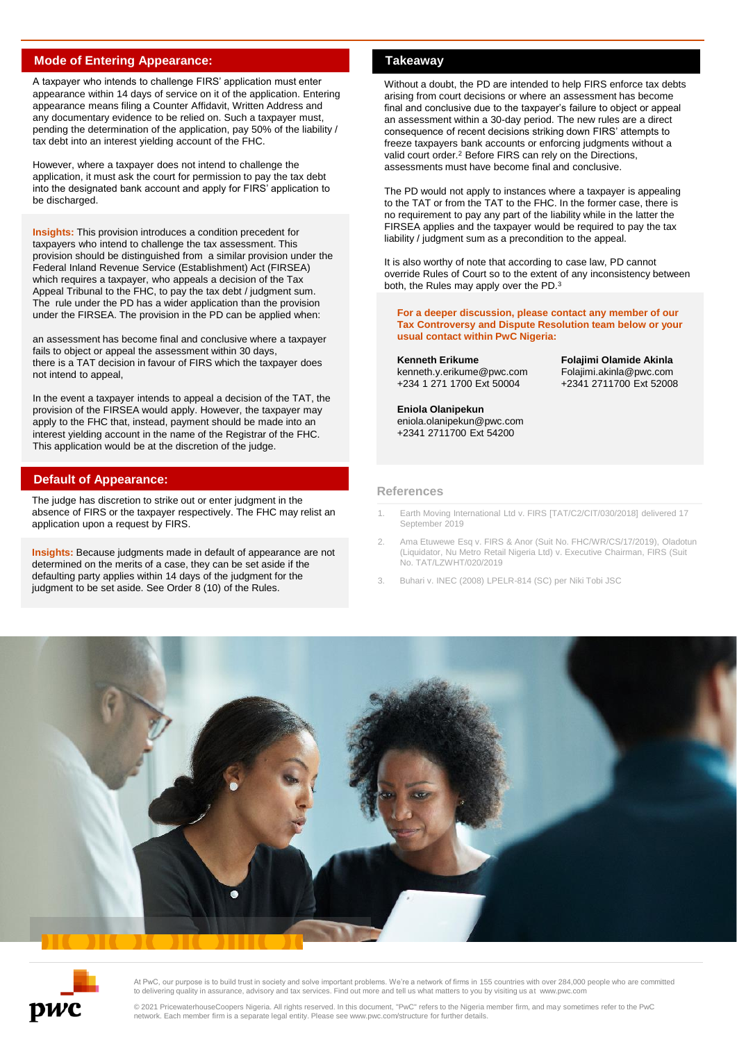## Mode of Entering Appearance:

A taxpayer who intends to challenge FIRS' application must enter appearance within 14 days of service on it of the application. Entering appearance means filing a Counter Affidavit, Written Address and any documentary evidence to be relied on. Such a taxpayer must, pending the determination of the application, pay 50% of the liability / tax debt into an interest yielding account of the FHC.

However, where a taxpayer does not intend to challenge the application, it must ask the court for permission to pay the tax debt into the designated bank account and apply for FIRS' application to be discharged.

**Insights:** This provision introduces a condition precedent for taxpayers who intend to challenge the tax assessment. This provision should be distinguished from a similar provision under the Federal Inland Revenue Service (Establishment) Act (FIRSEA) which requires a taxpayer, who appeals a decision of the Tax Appeal Tribunal to the FHC, to pay the tax debt / judgment sum. The rule under the PD has a wider application than the provision under the FIRSEA. The provision in the PD can be applied when:

an assessment has become final and conclusive where a taxpayer fails to object or appeal the assessment within 30 days,
there is a TAT decision in favour of FIRS which the taxpayer does not intend to appeal,

In the event a taxpayer intends to appeal a decision of the TAT, the provision of the FIRSEA would apply. However, the taxpayer may apply to the FHC that, instead, payment should be made into an interest yielding account in the name of the Registrar of the FHC. This application would be at the discretion of the judge.

## Default of Appearance:

The judge has discretion to strike out or enter judgment in the absence of FIRS or the taxpayer respectively. The FHC may relist an application upon a request by FIRS.

**Insights:** Because judgments made in default of appearance are not determined on the merits of a case, they can be set aside if the defaulting party applies within 14 days of the judgment for the judgment to be set aside. See Order 8 (10) of the Rules.

## Takeaway

Without a doubt, the PD are intended to help FIRS enforce tax debts arising from court decisions or where an assessment has become final and conclusive due to the taxpayer's failure to object or appeal an assessment within a 30-day period. The new rules are a direct consequence of recent decisions striking down FIRS' attempts to freeze taxpayers bank accounts or enforcing judgments without a valid court order.[2] Before FIRS can rely on the Directions, assessments must have become final and conclusive.

The PD would not apply to instances where a taxpayer is appealing to the TAT or from the TAT to the FHC. In the former case, there is no requirement to pay any part of the liability while in the latter the FIRSEA applies and the taxpayer would be required to pay the tax liability / judgment sum as a precondition to the appeal.

It is also worthy of note that according to case law, PD cannot override Rules of Court so to the extent of any inconsistency between both, the Rules may apply over the PD.[3]

**For a deeper discussion, please contact any member of our Tax Controversy and Dispute Resolution team below or your usual contact within PwC Nigeria:**

**Kenneth Erikume**
kenneth.y.erikume@pwc.com
+234 1 271 1700 Ext 50004

**Folajimi Olamide Akinla**
Folajimi.akinla@pwc.com
+2341 2711700 Ext 52008

**Eniola Olanipekun**
eniola.olanipekun@pwc.com
+2341 2711700 Ext 54200

### References

1. Earth Moving International Ltd v. FIRS [TAT/C2/CIT/030/2018] delivered 17 September 2019
2. Ama Etuwewe Esq v. FIRS & Anor (Suit No. FHC/WR/CS/17/2019), Oladotun (Liquidator, Nu Metro Retail Nigeria Ltd) v. Executive Chairman, FIRS (Suit No. TAT/LZWHT/020/2019
3. Buhari v. INEC (2008) LPELR-814 (SC) per Niki Tobi JSC

At PwC, our purpose is to build trust in society and solve important problems. We're a network of firms in 155 countries with over 284,000 people who are committed to delivering quality in assurance, advisory and tax services. Find out more and tell us what matters to you by visiting us at www.pwc.com

© 2021 PricewaterhouseCoopers Nigeria. All rights reserved. In this document, "PwC" refers to the Nigeria member firm, and may sometimes refer to the PwC network. Each member firm is a separate legal entity. Please see www.pwc.com/structure for further details.